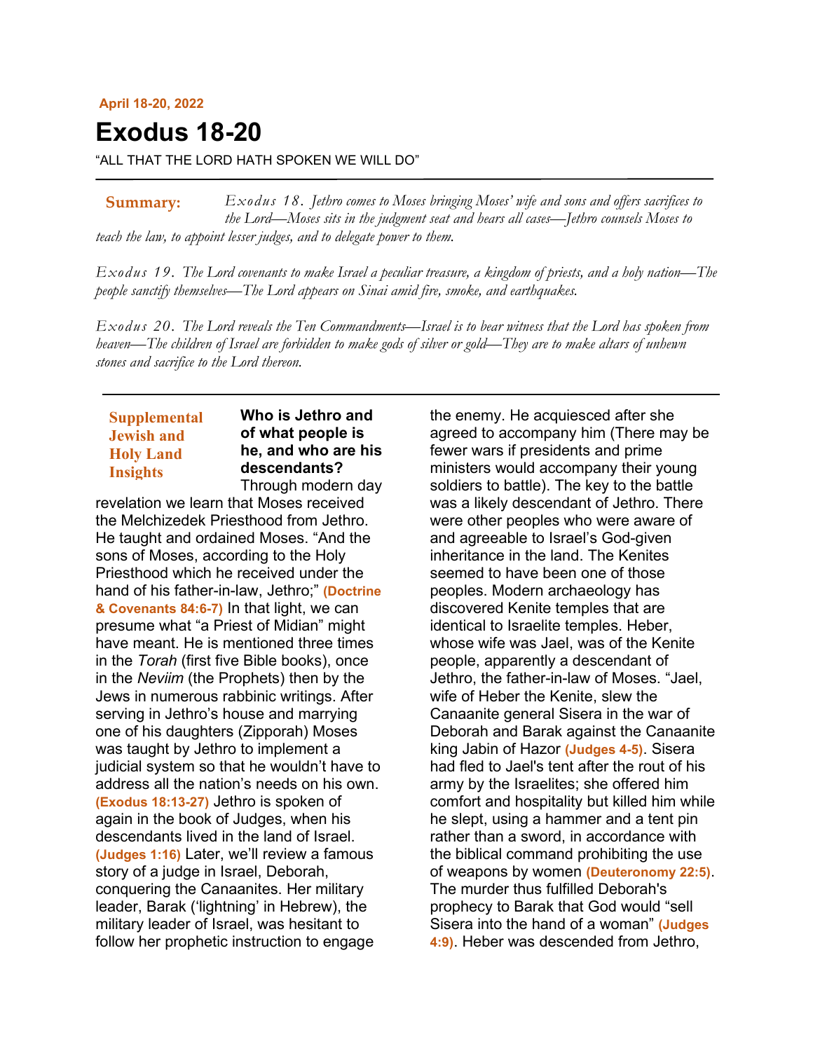April 18-20, 2022

# Exodus 18-20

"ALL THAT THE LORD HATH SPOKEN WE WILL DO"

---

**Summary:** *Exodus 18. Jethro comes to Moses bringing Moses' wife and sons and offers sacrifices to the Lord—Moses sits in the judgment seat and hears all cases—Jethro counsels Moses to teach the law, to appoint lesser judges, and to delegate power to them.*

*Exodus 19. The Lord covenants to make Israel a peculiar treasure, a kingdom of priests, and a holy nation—The people sanctify themselves—The Lord appears on Sinai amid fire, smoke, and earthquakes.*

*Exodus 20. The Lord reveals the Ten Commandments—Israel is to bear witness that the Lord has spoken from heaven—The children of Israel are forbidden to make gods of silver or gold—They are to make altars of unhewn stones and sacrifice to the Lord thereon.*

---

## Supplemental Jewish and Holy Land Insights

**Who is Jethro and of what people is he, and who are his descendants?** Through modern day revelation we learn that Moses received the Melchizedek Priesthood from Jethro. He taught and ordained Moses. "And the sons of Moses, according to the Holy Priesthood which he received under the hand of his father-in-law, Jethro;" **(Doctrine & Covenants 84:6-7)** In that light, we can presume what "a Priest of Midian" might have meant. He is mentioned three times in the *Torah* (first five Bible books), once in the *Neviim* (the Prophets) then by the Jews in numerous rabbinic writings. After serving in Jethro's house and marrying one of his daughters (Zipporah) Moses was taught by Jethro to implement a judicial system so that he wouldn't have to address all the nation's needs on his own. **(Exodus 18:13-27)** Jethro is spoken of again in the book of Judges, when his descendants lived in the land of Israel. **(Judges 1:16)** Later, we'll review a famous story of a judge in Israel, Deborah, conquering the Canaanites. Her military leader, Barak ('lightning' in Hebrew), the military leader of Israel, was hesitant to follow her prophetic instruction to engage the enemy. He acquiesced after she agreed to accompany him (There may be fewer wars if presidents and prime ministers would accompany their young soldiers to battle). The key to the battle was a likely descendant of Jethro. There were other peoples who were aware of and agreeable to Israel's God-given inheritance in the land. The Kenites seemed to have been one of those peoples. Modern archaeology has discovered Kenite temples that are identical to Israelite temples. Heber, whose wife was Jael, was of the Kenite people, apparently a descendant of Jethro, the father-in-law of Moses. "Jael, wife of Heber the Kenite, slew the Canaanite general Sisera in the war of Deborah and Barak against the Canaanite king Jabin of Hazor **(Judges 4-5)**. Sisera had fled to Jael's tent after the rout of his army by the Israelites; she offered him comfort and hospitality but killed him while he slept, using a hammer and a tent pin rather than a sword, in accordance with the biblical command prohibiting the use of weapons by women **(Deuteronomy 22:5)**. The murder thus fulfilled Deborah's prophecy to Barak that God would "sell Sisera into the hand of a woman" **(Judges 4:9)**. Heber was descended from Jethro,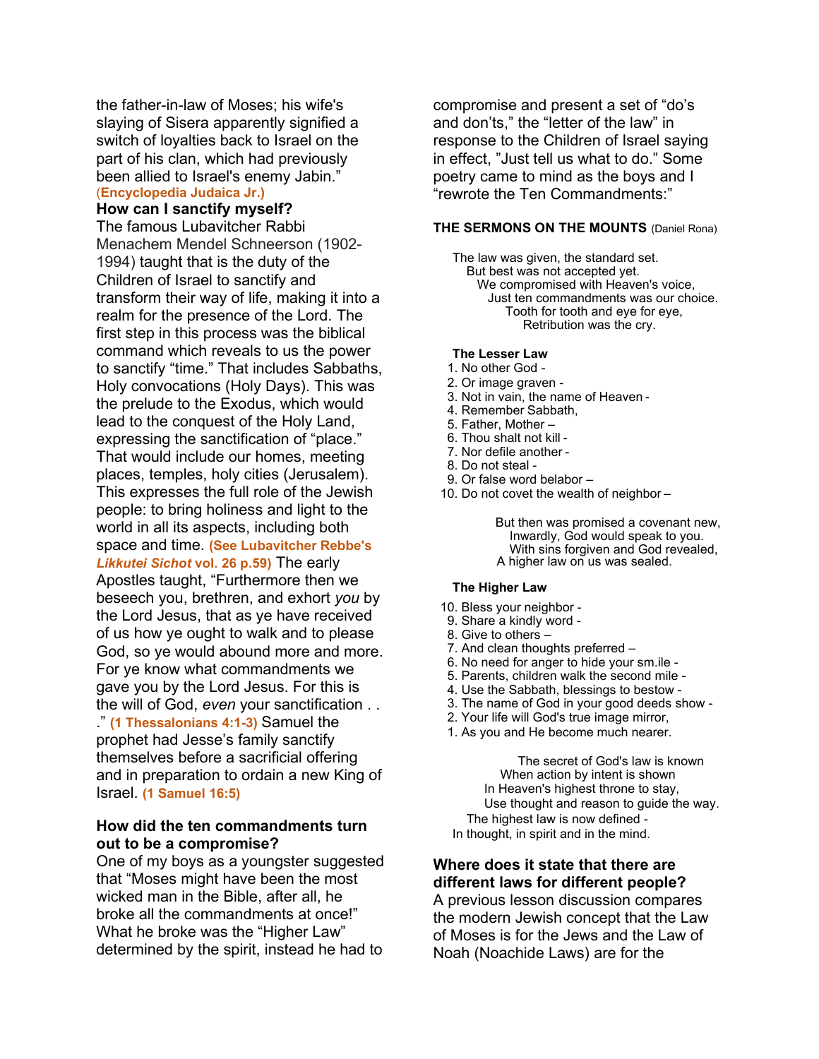the father-in-law of Moses; his wife's slaying of Sisera apparently signified a switch of loyalties back to Israel on the part of his clan, which had previously been allied to Israel's enemy Jabin." (**Encyclopedia Judaica Jr.)**

**How can I sanctify myself?**

The famous Lubavitcher Rabbi Menachem Mendel Schneerson (1902-1994) taught that is the duty of the Children of Israel to sanctify and transform their way of life, making it into a realm for the presence of the Lord. The first step in this process was the biblical command which reveals to us the power to sanctify "time." That includes Sabbaths, Holy convocations (Holy Days). This was the prelude to the Exodus, which would lead to the conquest of the Holy Land, expressing the sanctification of "place." That would include our homes, meeting places, temples, holy cities (Jerusalem). This expresses the full role of the Jewish people: to bring holiness and light to the world in all its aspects, including both space and time. **(See Lubavitcher Rebbe's *Likkutei Sichot* vol. 26 p.59)** The early Apostles taught, "Furthermore then we beseech you, brethren, and exhort *you* by the Lord Jesus, that as ye have received of us how ye ought to walk and to please God, so ye would abound more and more. For ye know what commandments we gave you by the Lord Jesus. For this is the will of God, *even* your sanctification . . ." **(1 Thessalonians 4:1-3)** Samuel the prophet had Jesse's family sanctify themselves before a sacrificial offering and in preparation to ordain a new King of Israel. **(1 Samuel 16:5)**

**How did the ten commandments turn out to be a compromise?**

One of my boys as a youngster suggested that "Moses might have been the most wicked man in the Bible, after all, he broke all the commandments at once!" What he broke was the "Higher Law" determined by the spirit, instead he had to compromise and present a set of "do's and don'ts," the "letter of the law" in response to the Children of Israel saying in effect, "Just tell us what to do." Some poetry came to mind as the boys and I "rewrote the Ten Commandments:"

**THE SERMONS ON THE MOUNTS** (Daniel Rona)

The law was given, the standard set.
But best was not accepted yet.
We compromised with Heaven's voice,
Just ten commandments was our choice.
Tooth for tooth and eye for eye,
Retribution was the cry.

**The Lesser Law**

1. No other God -
2. Or image graven -
3. Not in vain, the name of Heaven -
4. Remember Sabbath,
5. Father, Mother –
6. Thou shalt not kill -
7. Nor defile another -
8. Do not steal -
9. Or false word belabor –
10. Do not covet the wealth of neighbor –

But then was promised a covenant new,
Inwardly, God would speak to you.
With sins forgiven and God revealed,
A higher law on us was sealed.

**The Higher Law**

10. Bless your neighbor -
9. Share a kindly word -
8. Give to others –
7. And clean thoughts preferred –
6. No need for anger to hide your sm.ile -
5. Parents, children walk the second mile -
4. Use the Sabbath, blessings to bestow -
3. The name of God in your good deeds show -
2. Your life will God's true image mirror,
1. As you and He become much nearer.

The secret of God's law is known
When action by intent is shown
In Heaven's highest throne to stay,
Use thought and reason to guide the way.
The highest law is now defined -
In thought, in spirit and in the mind.

**Where does it state that there are different laws for different people?**

A previous lesson discussion compares the modern Jewish concept that the Law of Moses is for the Jews and the Law of Noah (Noachide Laws) are for the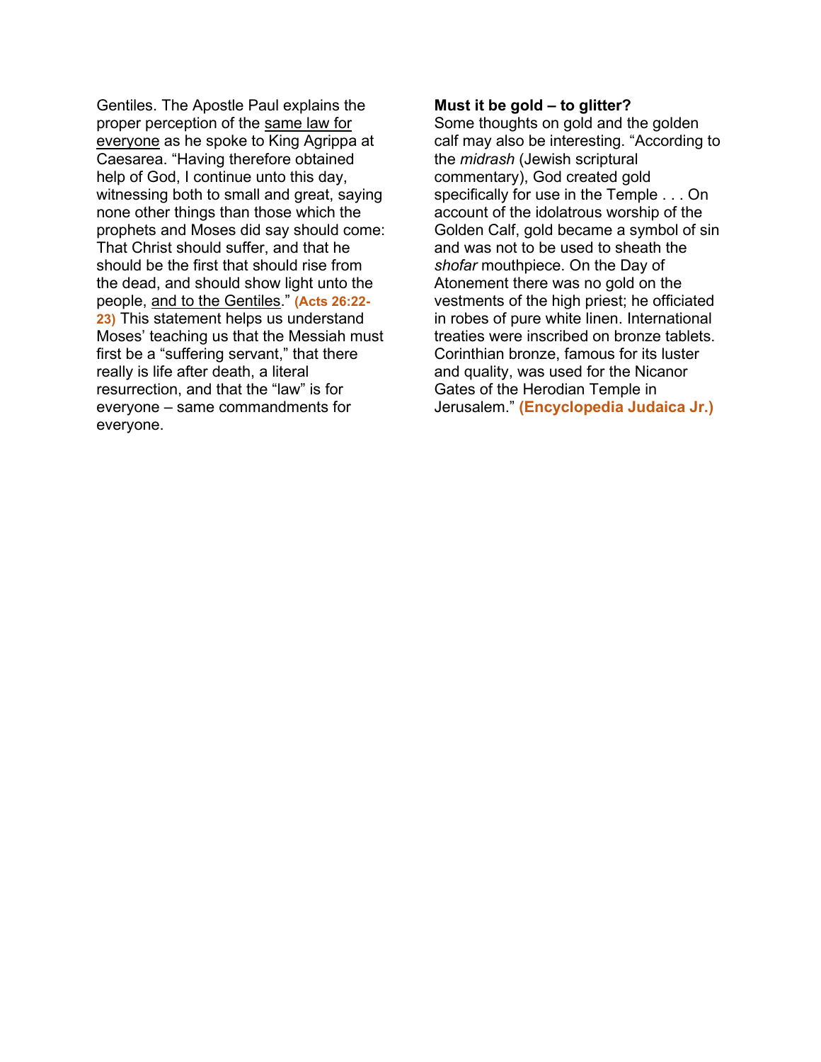Gentiles. The Apostle Paul explains the proper perception of the <u>same law for everyone</u> as he spoke to King Agrippa at Caesarea. "Having therefore obtained help of God, I continue unto this day, witnessing both to small and great, saying none other things than those which the prophets and Moses did say should come: That Christ should suffer, and that he should be the first that should rise from the dead, and should show light unto the people, <u>and to the Gentiles</u>." **(Acts 26:22-23)** This statement helps us understand Moses' teaching us that the Messiah must first be a "suffering servant," that there really is life after death, a literal resurrection, and that the "law" is for everyone – same commandments for everyone.

**Must it be gold – to glitter?**

Some thoughts on gold and the golden calf may also be interesting. "According to the *midrash* (Jewish scriptural commentary), God created gold specifically for use in the Temple . . . On account of the idolatrous worship of the Golden Calf, gold became a symbol of sin and was not to be used to sheath the *shofar* mouthpiece. On the Day of Atonement there was no gold on the vestments of the high priest; he officiated in robes of pure white linen. International treaties were inscribed on bronze tablets. Corinthian bronze, famous for its luster and quality, was used for the Nicanor Gates of the Herodian Temple in Jerusalem." **(Encyclopedia Judaica Jr.)**